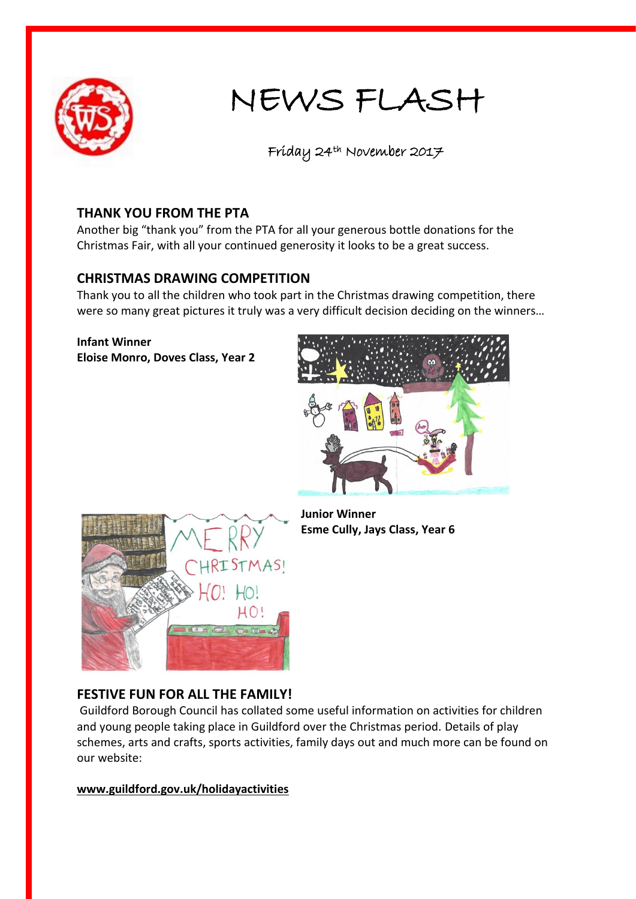# NEWS FLASH

Friday 24th November 2017

## THANK YOU FROM THE PTA

Another big "thank you" from the PTA for all your generous bottle donations for the Christmas Fair, with all your continued generosity it looks to be a great success.

## CHRISTMAS DRAWING COMPETITION

Thank you to all the children who took part in the Christmas drawing competition, there were so many great pictures it truly was a very difficult decision deciding on the winners…

**Infant Winner**
**Eloise Monro, Doves Class, Year 2**

**Junior Winner**
**Esme Cully, Jays Class, Year 6**

## FESTIVE FUN FOR ALL THE FAMILY!

Guildford Borough Council has collated some useful information on activities for children and young people taking place in Guildford over the Christmas period. Details of play schemes, arts and crafts, sports activities, family days out and much more can be found on our website:

**www.guildford.gov.uk/holidayactivities**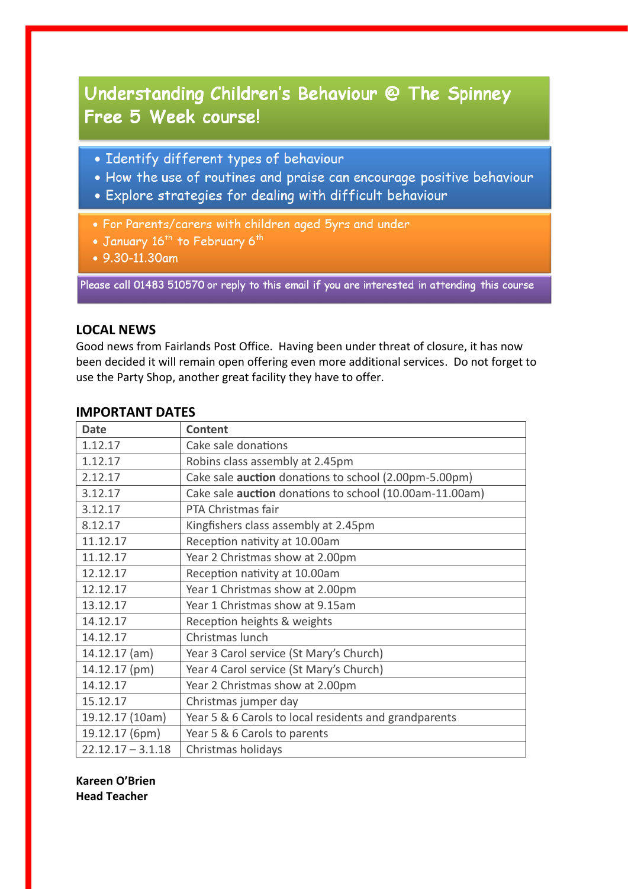## Understanding Children's Behaviour @ The Spinney
## Free 5 Week course!

- Identify different types of behaviour
- How the use of routines and praise can encourage positive behaviour
- Explore strategies for dealing with difficult behaviour

- For Parents/carers with children aged 5yrs and under
- January 16th to February 6th
- 9.30-11.30am

Please call 01483 510570 or reply to this email if you are interested in attending this course

## LOCAL NEWS

Good news from Fairlands Post Office. Having been under threat of closure, it has now been decided it will remain open offering even more additional services. Do not forget to use the Party Shop, another great facility they have to offer.

## IMPORTANT DATES

| Date | Content |
|---|---|
| 1.12.17 | Cake sale donations |
| 1.12.17 | Robins class assembly at 2.45pm |
| 2.12.17 | Cake sale **auction** donations to school (2.00pm-5.00pm) |
| 3.12.17 | Cake sale **auction** donations to school (10.00am-11.00am) |
| 3.12.17 | PTA Christmas fair |
| 8.12.17 | Kingfishers class assembly at 2.45pm |
| 11.12.17 | Reception nativity at 10.00am |
| 11.12.17 | Year 2 Christmas show at 2.00pm |
| 12.12.17 | Reception nativity at 10.00am |
| 12.12.17 | Year 1 Christmas show at 2.00pm |
| 13.12.17 | Year 1 Christmas show at 9.15am |
| 14.12.17 | Reception heights & weights |
| 14.12.17 | Christmas lunch |
| 14.12.17 (am) | Year 3 Carol service (St Mary's Church) |
| 14.12.17 (pm) | Year 4 Carol service (St Mary's Church) |
| 14.12.17 | Year 2 Christmas show at 2.00pm |
| 15.12.17 | Christmas jumper day |
| 19.12.17 (10am) | Year 5 & 6 Carols to local residents and grandparents |
| 19.12.17 (6pm) | Year 5 & 6 Carols to parents |
| 22.12.17 – 3.1.18 | Christmas holidays |

**Kareen O'Brien**
**Head Teacher**